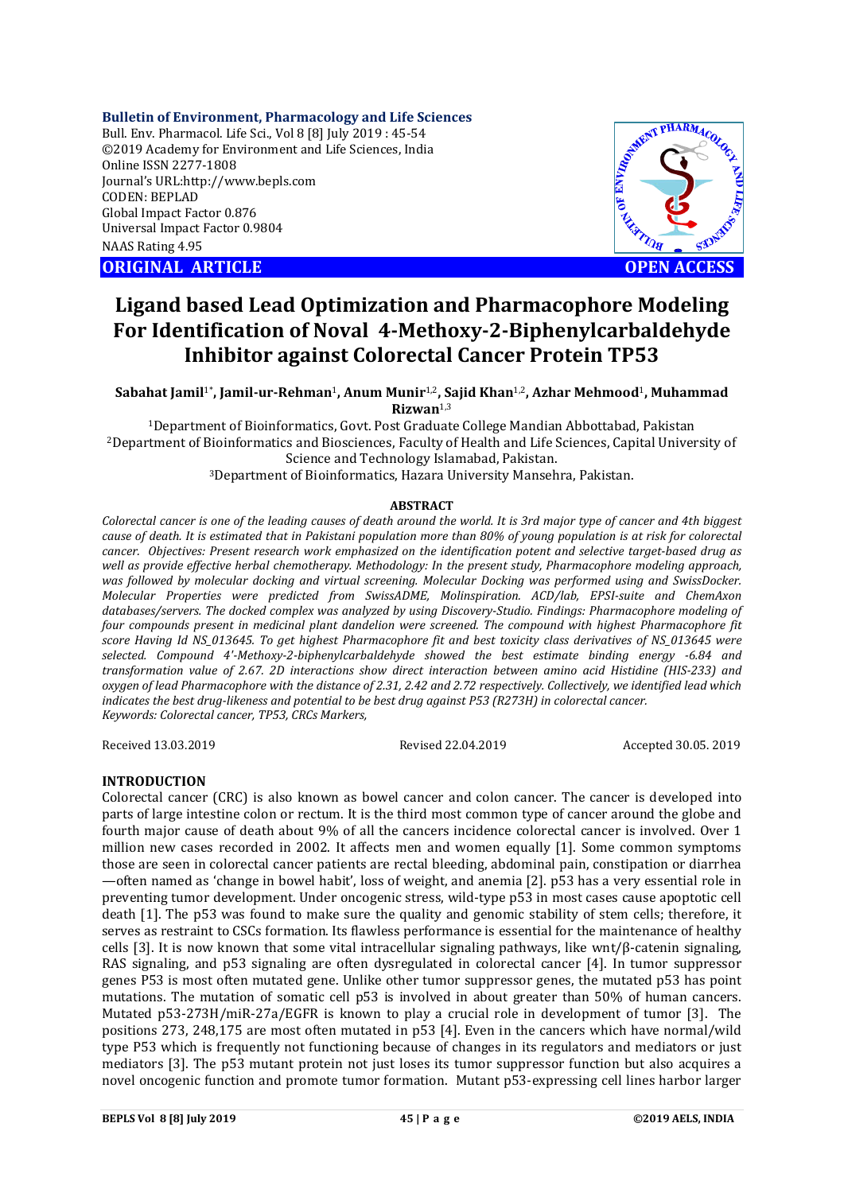Bulletin of Environment, Pharmacology and Life Sciences
Bull. Env. Pharmacol. Life Sci., Vol 8 [8] July 2019 : 45-54
©2019 Academy for Environment and Life Sciences, India
Online ISSN 2277-1808
Journal's URL:http://www.bepls.com
CODEN: BEPLAD
Global Impact Factor 0.876
Universal Impact Factor 0.9804
NAAS Rating 4.95

**ORIGINAL ARTICLE** **OPEN ACCESS**

# Ligand based Lead Optimization and Pharmacophore Modeling For Identification of Noval 4-Methoxy-2-Biphenylcarbaldehyde Inhibitor against Colorectal Cancer Protein TP53

**Sabahat Jamil[1*], Jamil-ur-Rehman[1], Anum Munir[1,2], Sajid Khan[1,2], Azhar Mehmood[1], Muhammad Rizwan[1,3]**

[1]Department of Bioinformatics, Govt. Post Graduate College Mandian Abbottabad, Pakistan
[2]Department of Bioinformatics and Biosciences, Faculty of Health and Life Sciences, Capital University of Science and Technology Islamabad, Pakistan.
[3]Department of Bioinformatics, Hazara University Mansehra, Pakistan.

**ABSTRACT**

*Colorectal cancer is one of the leading causes of death around the world. It is 3rd major type of cancer and 4th biggest cause of death. It is estimated that in Pakistani population more than 80% of young population is at risk for colorectal cancer. Objectives: Present research work emphasized on the identification potent and selective target-based drug as well as provide effective herbal chemotherapy. Methodology: In the present study, Pharmacophore modeling approach, was followed by molecular docking and virtual screening. Molecular Docking was performed using and SwissDocker. Molecular Properties were predicted from SwissADME, Molinspiration. ACD/lab, EPSI-suite and ChemAxon databases/servers. The docked complex was analyzed by using Discovery-Studio. Findings: Pharmacophore modeling of four compounds present in medicinal plant dandelion were screened. The compound with highest Pharmacophore fit score Having Id NS_013645. To get highest Pharmacophore fit and best toxicity class derivatives of NS_013645 were selected. Compound 4'-Methoxy-2-biphenylcarbaldehyde showed the best estimate binding energy -6.84 and transformation value of 2.67. 2D interactions show direct interaction between amino acid Histidine (HIS-233) and oxygen of lead Pharmacophore with the distance of 2.31, 2.42 and 2.72 respectively. Collectively, we identified lead which indicates the best drug-likeness and potential to be best drug against P53 (R273H) in colorectal cancer.*
*Keywords: Colorectal cancer, TP53, CRCs Markers,*

Received 13.03.2019 Revised 22.04.2019 Accepted 30.05. 2019

## INTRODUCTION

Colorectal cancer (CRC) is also known as bowel cancer and colon cancer. The cancer is developed into parts of large intestine colon or rectum. It is the third most common type of cancer around the globe and fourth major cause of death about 9% of all the cancers incidence colorectal cancer is involved. Over 1 million new cases recorded in 2002. It affects men and women equally [1]. Some common symptoms those are seen in colorectal cancer patients are rectal bleeding, abdominal pain, constipation or diarrhea —often named as 'change in bowel habit', loss of weight, and anemia [2]. p53 has a very essential role in preventing tumor development. Under oncogenic stress, wild-type p53 in most cases cause apoptotic cell death [1]. The p53 was found to make sure the quality and genomic stability of stem cells; therefore, it serves as restraint to CSCs formation. Its flawless performance is essential for the maintenance of healthy cells [3]. It is now known that some vital intracellular signaling pathways, like wnt/β-catenin signaling, RAS signaling, and p53 signaling are often dysregulated in colorectal cancer [4]. In tumor suppressor genes P53 is most often mutated gene. Unlike other tumor suppressor genes, the mutated p53 has point mutations. The mutation of somatic cell p53 is involved in about greater than 50% of human cancers. Mutated p53-273H/miR-27a/EGFR is known to play a crucial role in development of tumor [3]. The positions 273, 248,175 are most often mutated in p53 [4]. Even in the cancers which have normal/wild type P53 which is frequently not functioning because of changes in its regulators and mediators or just mediators [3]. The p53 mutant protein not just loses its tumor suppressor function but also acquires a novel oncogenic function and promote tumor formation. Mutant p53-expressing cell lines harbor larger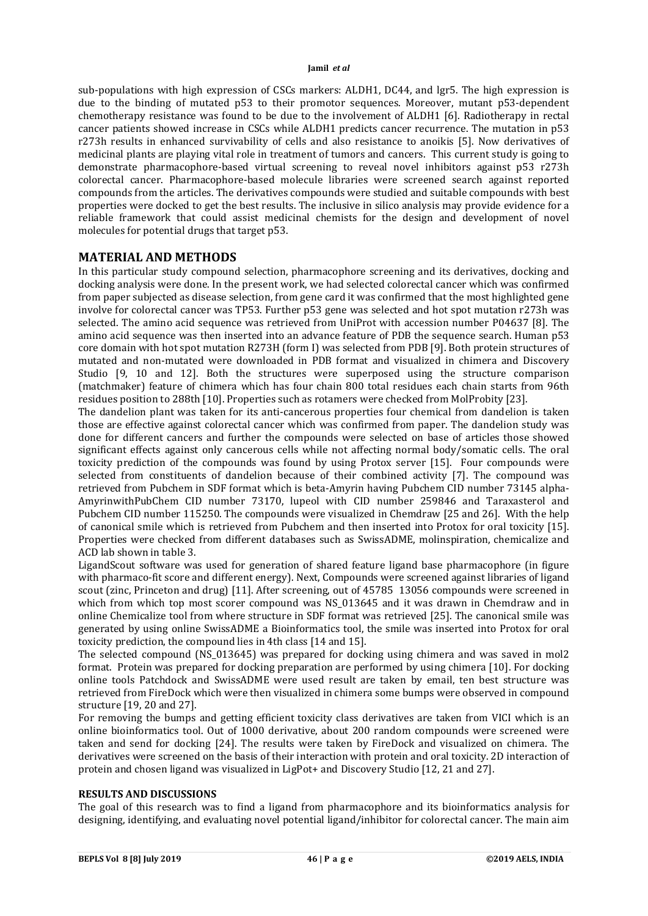sub-populations with high expression of CSCs markers: ALDH1, DC44, and lgr5. The high expression is due to the binding of mutated p53 to their promotor sequences. Moreover, mutant p53-dependent chemotherapy resistance was found to be due to the involvement of ALDH1 [6]. Radiotherapy in rectal cancer patients showed increase in CSCs while ALDH1 predicts cancer recurrence. The mutation in p53 r273h results in enhanced survivability of cells and also resistance to anoikis [5]. Now derivatives of medicinal plants are playing vital role in treatment of tumors and cancers. This current study is going to demonstrate pharmacophore-based virtual screening to reveal novel inhibitors against p53 r273h colorectal cancer. Pharmacophore-based molecule libraries were screened search against reported compounds from the articles. The derivatives compounds were studied and suitable compounds with best properties were docked to get the best results. The inclusive in silico analysis may provide evidence for a reliable framework that could assist medicinal chemists for the design and development of novel molecules for potential drugs that target p53.

## MATERIAL AND METHODS

In this particular study compound selection, pharmacophore screening and its derivatives, docking and docking analysis were done. In the present work, we had selected colorectal cancer which was confirmed from paper subjected as disease selection, from gene card it was confirmed that the most highlighted gene involve for colorectal cancer was TP53. Further p53 gene was selected and hot spot mutation r273h was selected. The amino acid sequence was retrieved from UniProt with accession number P04637 [8]. The amino acid sequence was then inserted into an advance feature of PDB the sequence search. Human p53 core domain with hot spot mutation R273H (form I) was selected from PDB [9]. Both protein structures of mutated and non-mutated were downloaded in PDB format and visualized in chimera and Discovery Studio [9, 10 and 12]. Both the structures were superposed using the structure comparison (matchmaker) feature of chimera which has four chain 800 total residues each chain starts from 96th residues position to 288th [10]. Properties such as rotamers were checked from MolProbity [23].

The dandelion plant was taken for its anti-cancerous properties four chemical from dandelion is taken those are effective against colorectal cancer which was confirmed from paper. The dandelion study was done for different cancers and further the compounds were selected on base of articles those showed significant effects against only cancerous cells while not affecting normal body/somatic cells. The oral toxicity prediction of the compounds was found by using Protox server [15]. Four compounds were selected from constituents of dandelion because of their combined activity [7]. The compound was retrieved from Pubchem in SDF format which is beta-Amyrin having Pubchem CID number 73145 alpha-AmyrinwithPubChem CID number 73170, lupeol with CID number 259846 and Taraxasterol and Pubchem CID number 115250. The compounds were visualized in Chemdraw [25 and 26]. With the help of canonical smile which is retrieved from Pubchem and then inserted into Protox for oral toxicity [15]. Properties were checked from different databases such as SwissADME, molinspiration, chemicalize and ACD lab shown in table 3.

LigandScout software was used for generation of shared feature ligand base pharmacophore (in figure with pharmaco-fit score and different energy). Next, Compounds were screened against libraries of ligand scout (zinc, Princeton and drug) [11]. After screening, out of 45785 13056 compounds were screened in which from which top most scorer compound was NS_013645 and it was drawn in Chemdraw and in online Chemicalize tool from where structure in SDF format was retrieved [25]. The canonical smile was generated by using online SwissADME a Bioinformatics tool, the smile was inserted into Protox for oral toxicity prediction, the compound lies in 4th class [14 and 15].

The selected compound (NS_013645) was prepared for docking using chimera and was saved in mol2 format. Protein was prepared for docking preparation are performed by using chimera [10]. For docking online tools Patchdock and SwissADME were used result are taken by email, ten best structure was retrieved from FireDock which were then visualized in chimera some bumps were observed in compound structure [19, 20 and 27].

For removing the bumps and getting efficient toxicity class derivatives are taken from VICI which is an online bioinformatics tool. Out of 1000 derivative, about 200 random compounds were screened were taken and send for docking [24]. The results were taken by FireDock and visualized on chimera. The derivatives were screened on the basis of their interaction with protein and oral toxicity. 2D interaction of protein and chosen ligand was visualized in LigPot+ and Discovery Studio [12, 21 and 27].

### RESULTS AND DISCUSSIONS

The goal of this research was to find a ligand from pharmacophore and its bioinformatics analysis for designing, identifying, and evaluating novel potential ligand/inhibitor for colorectal cancer. The main aim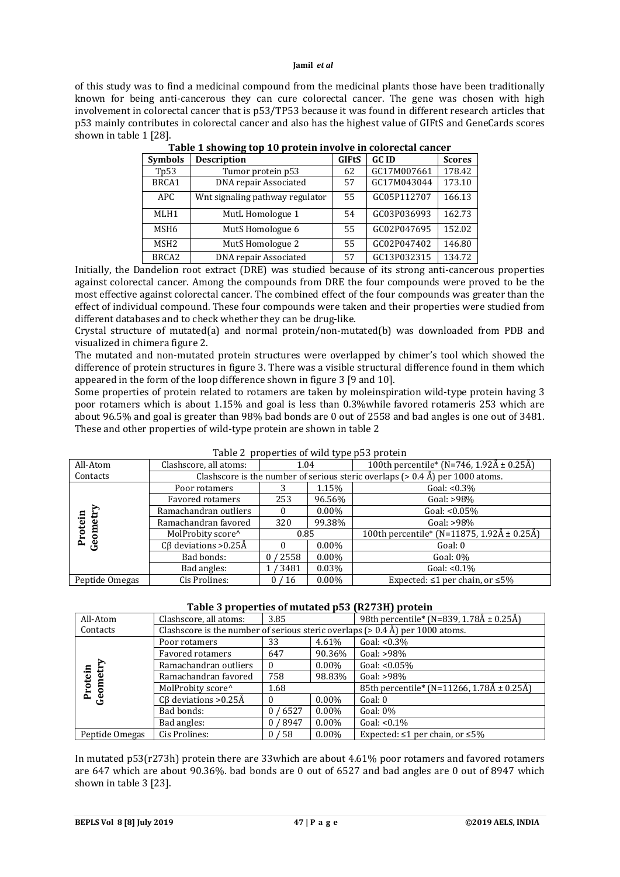of this study was to find a medicinal compound from the medicinal plants those have been traditionally known for being anti-cancerous they can cure colorectal cancer. The gene was chosen with high involvement in colorectal cancer that is p53/TP53 because it was found in different research articles that p53 mainly contributes in colorectal cancer and also has the highest value of GIFtS and GeneCards scores shown in table 1 [28].

**Table 1 showing top 10 protein involve in colorectal cancer**

| Symbols | Description | GIFtS | GC ID | Scores |
|---|---|---|---|---|
| Tp53 | Tumor protein p53 | 62 | GC17M007661 | 178.42 |
| BRCA1 | DNA repair Associated | 57 | GC17M043044 | 173.10 |
| APC | Wnt signaling pathway regulator | 55 | GC05P112707 | 166.13 |
| MLH1 | MutL Homologue 1 | 54 | GC03P036993 | 162.73 |
| MSH6 | MutS Homologue 6 | 55 | GC02P047695 | 152.02 |
| MSH2 | MutS Homologue 2 | 55 | GC02P047402 | 146.80 |
| BRCA2 | DNA repair Associated | 57 | GC13P032315 | 134.72 |

Initially, the Dandelion root extract (DRE) was studied because of its strong anti-cancerous properties against colorectal cancer. Among the compounds from DRE the four compounds were proved to be the most effective against colorectal cancer. The combined effect of the four compounds was greater than the effect of individual compound. These four compounds were taken and their properties were studied from different databases and to check whether they can be drug-like.

Crystal structure of mutated(a) and normal protein/non-mutated(b) was downloaded from PDB and visualized in chimera figure 2.

The mutated and non-mutated protein structures were overlapped by chimer's tool which showed the difference of protein structures in figure 3. There was a visible structural difference found in them which appeared in the form of the loop difference shown in figure 3 [9 and 10].

Some properties of protein related to rotamers are taken by moleinspiration wild-type protein having 3 poor rotamers which is about 1.15% and goal is less than 0.3%while favored rotameris 253 which are about 96.5% and goal is greater than 98% bad bonds are 0 out of 2558 and bad angles is one out of 3481. These and other properties of wild-type protein are shown in table 2

Table 2 properties of wild type p53 protein

| | | | | |
|---|---|---|---|---|
| All-Atom Contacts | Clashscore, all atoms: | 1.04 | | 100th percentile* (N=746, 1.92Å ± 0.25Å) |
| | Clashscore is the number of serious steric overlaps (> 0.4 Å) per 1000 atoms. | | | |
| Protein Geometry | Poor rotamers | 3 | 1.15% | Goal: <0.3% |
| | Favored rotamers | 253 | 96.56% | Goal: >98% |
| | Ramachandran outliers | 0 | 0.00% | Goal: <0.05% |
| | Ramachandran favored | 320 | 99.38% | Goal: >98% |
| | MolProbity score^ | 0.85 | | 100th percentile* (N=11875, 1.92Å ± 0.25Å) |
| | Cβ deviations >0.25Å | 0 | 0.00% | Goal: 0 |
| | Bad bonds: | 0 / 2558 | 0.00% | Goal: 0% |
| | Bad angles: | 1 / 3481 | 0.03% | Goal: <0.1% |
| Peptide Omegas | Cis Prolines: | 0 / 16 | 0.00% | Expected: ≤1 per chain, or ≤5% |

**Table 3 properties of mutated p53 (R273H) protein**

| | | | | |
|---|---|---|---|---|
| All-Atom Contacts | Clashscore, all atoms: | 3.85 | | 98th percentile* (N=839, 1.78Å ± 0.25Å) |
| | Clashscore is the number of serious steric overlaps (> 0.4 Å) per 1000 atoms. | | | |
| Protein Geometry | Poor rotamers | 33 | 4.61% | Goal: <0.3% |
| | Favored rotamers | 647 | 90.36% | Goal: >98% |
| | Ramachandran outliers | 0 | 0.00% | Goal: <0.05% |
| | Ramachandran favored | 758 | 98.83% | Goal: >98% |
| | MolProbity score^ | 1.68 | | 85th percentile* (N=11266, 1.78Å ± 0.25Å) |
| | Cβ deviations >0.25Å | 0 | 0.00% | Goal: 0 |
| | Bad bonds: | 0 / 6527 | 0.00% | Goal: 0% |
| | Bad angles: | 0 / 8947 | 0.00% | Goal: <0.1% |
| Peptide Omegas | Cis Prolines: | 0 / 58 | 0.00% | Expected: ≤1 per chain, or ≤5% |

In mutated p53(r273h) protein there are 33which are about 4.61% poor rotamers and favored rotamers are 647 which are about 90.36%. bad bonds are 0 out of 6527 and bad angles are 0 out of 8947 which shown in table 3 [23].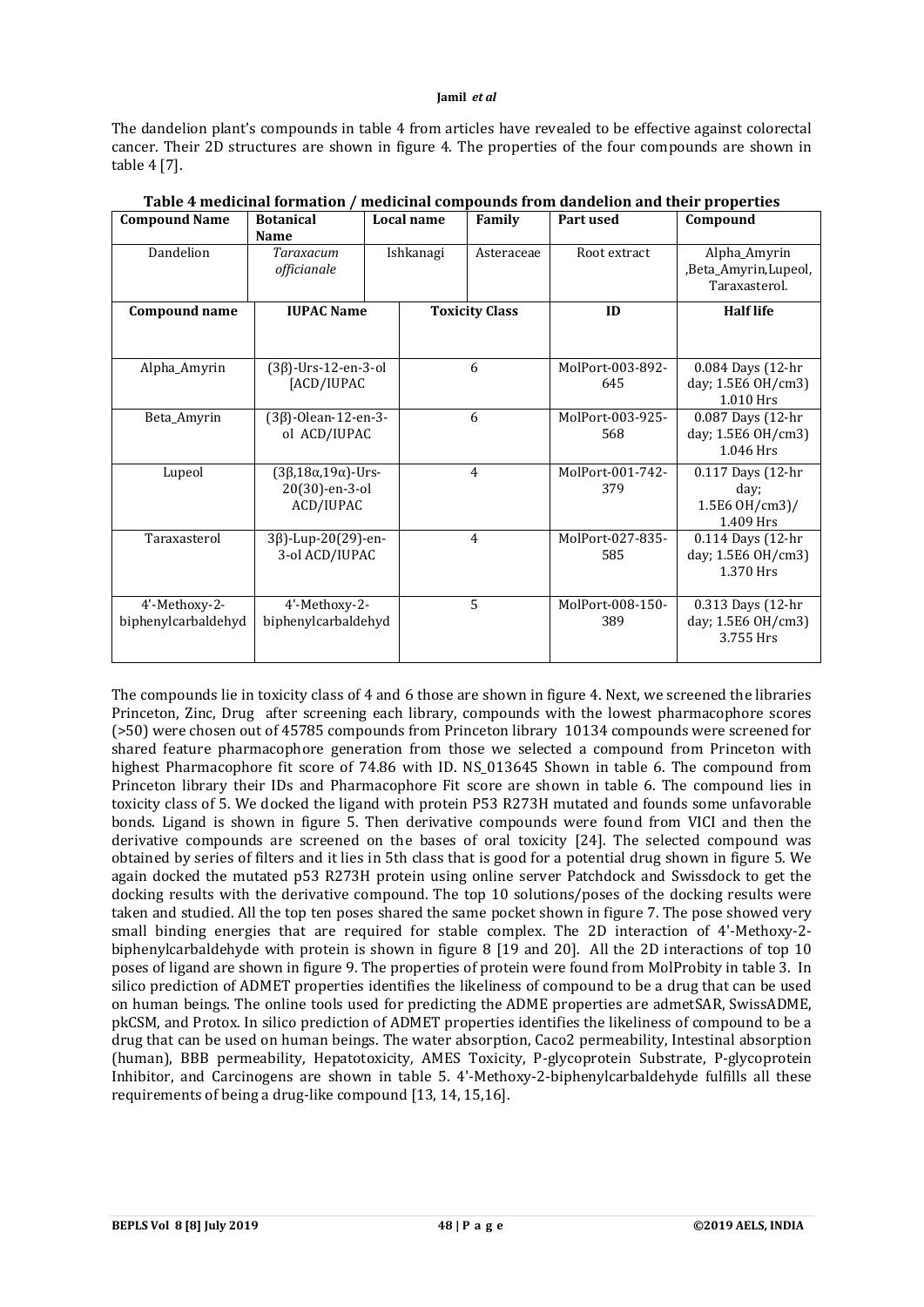The dandelion plant's compounds in table 4 from articles have revealed to be effective against colorectal cancer. Their 2D structures are shown in figure 4. The properties of the four compounds are shown in table 4 [7].

**Table 4 medicinal formation / medicinal compounds from dandelion and their properties**

| Compound Name | Botanical Name | Local name | Family | Part used | Compound |
|---|---|---|---|---|---|
| Dandelion | *Taraxacum officianale* | Ishkanagi | Asteraceae | Root extract | Alpha_Amyrin ,Beta_Amyrin,Lupeol, Taraxasterol. |

| Compound name | IUPAC Name | Toxicity Class | ID | Half life |
|---|---|---|---|---|
| Alpha_Amyrin | (3β)-Urs-12-en-3-ol [ACD/IUPAC | 6 | MolPort-003-892-645 | 0.084 Days (12-hr day; 1.5E6 OH/cm3) 1.010 Hrs |
| Beta_Amyrin | (3β)-Olean-12-en-3-ol ACD/IUPAC | 6 | MolPort-003-925-568 | 0.087 Days (12-hr day; 1.5E6 OH/cm3) 1.046 Hrs |
| Lupeol | (3β,18α,19α)-Urs-20(30)-en-3-ol ACD/IUPAC | 4 | MolPort-001-742-379 | 0.117 Days (12-hr day; 1.5E6 OH/cm3)/ 1.409 Hrs |
| Taraxasterol | 3β)-Lup-20(29)-en-3-ol ACD/IUPAC | 4 | MolPort-027-835-585 | 0.114 Days (12-hr day; 1.5E6 OH/cm3) 1.370 Hrs |
| 4'-Methoxy-2-biphenylcarbaldehyd | 4'-Methoxy-2-biphenylcarbaldehyd | 5 | MolPort-008-150-389 | 0.313 Days (12-hr day; 1.5E6 OH/cm3) 3.755 Hrs |

The compounds lie in toxicity class of 4 and 6 those are shown in figure 4. Next, we screened the libraries Princeton, Zinc, Drug after screening each library, compounds with the lowest pharmacophore scores (>50) were chosen out of 45785 compounds from Princeton library 10134 compounds were screened for shared feature pharmacophore generation from those we selected a compound from Princeton with highest Pharmacophore fit score of 74.86 with ID. NS_013645 Shown in table 6. The compound from Princeton library their IDs and Pharmacophore Fit score are shown in table 6. The compound lies in toxicity class of 5. We docked the ligand with protein P53 R273H mutated and founds some unfavorable bonds. Ligand is shown in figure 5. Then derivative compounds were found from VICI and then the derivative compounds are screened on the bases of oral toxicity [24]. The selected compound was obtained by series of filters and it lies in 5th class that is good for a potential drug shown in figure 5. We again docked the mutated p53 R273H protein using online server Patchdock and Swissdock to get the docking results with the derivative compound. The top 10 solutions/poses of the docking results were taken and studied. All the top ten poses shared the same pocket shown in figure 7. The pose showed very small binding energies that are required for stable complex. The 2D interaction of 4'-Methoxy-2-biphenylcarbaldehyde with protein is shown in figure 8 [19 and 20]. All the 2D interactions of top 10 poses of ligand are shown in figure 9. The properties of protein were found from MolProbity in table 3. In silico prediction of ADMET properties identifies the likeliness of compound to be a drug that can be used on human beings. The online tools used for predicting the ADME properties are admetSAR, SwissADME, pkCSM, and Protox. In silico prediction of ADMET properties identifies the likeliness of compound to be a drug that can be used on human beings. The water absorption, Caco2 permeability, Intestinal absorption (human), BBB permeability, Hepatotoxicity, AMES Toxicity, P-glycoprotein Substrate, P-glycoprotein Inhibitor, and Carcinogens are shown in table 5. 4'-Methoxy-2-biphenylcarbaldehyde fulfills all these requirements of being a drug-like compound [13, 14, 15,16].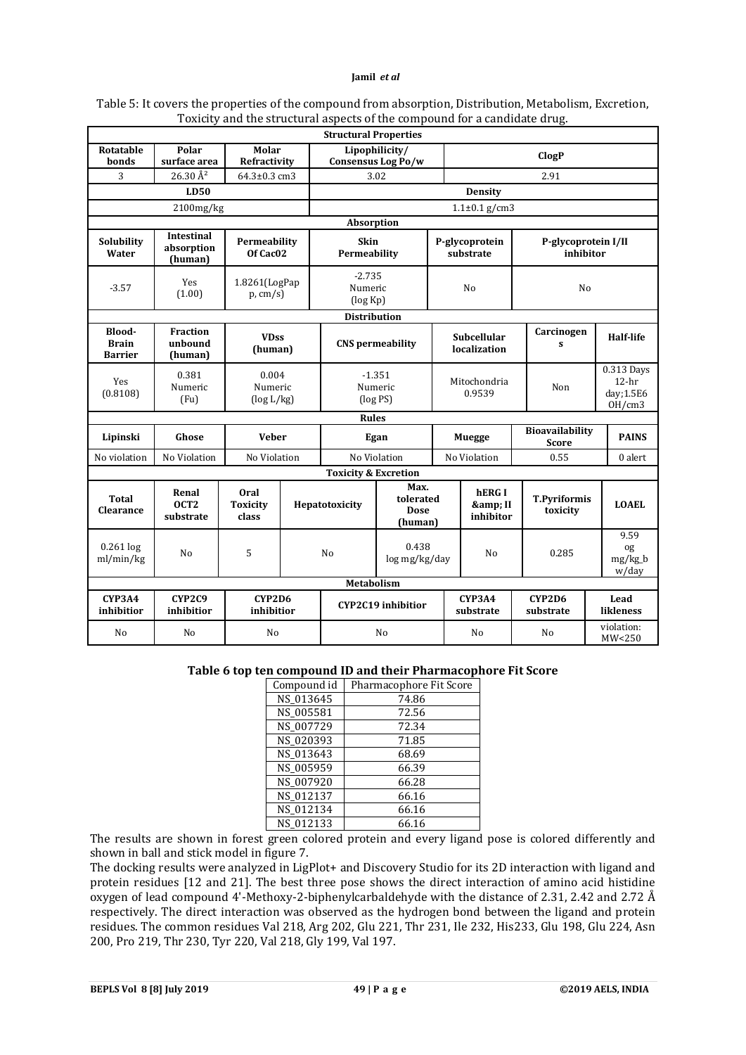Table 5: It covers the properties of the compound from absorption, Distribution, Metabolism, Excretion, Toxicity and the structural aspects of the compound for a candidate drug.

| Structural Properties | | | | | | | | |
|---|---|---|---|---|---|---|---|---|
| Rotatable bonds | Polar surface area | Molar Refractivity | Lipophilicity/ Consensus Log Po/w | ClogP | | | | |
| 3 | 26.30 Å² | 64.3±0.3 cm3 | 3.02 | 2.91 | | | | |
| LD50 | | | Density | | | | | |
| 2100mg/kg | | | 1.1±0.1 g/cm3 | | | | | |
| **Absorption** | | | | | | | | |
| Solubility Water | Intestinal absorption (human) | Permeability Of Cac02 | Skin Permeability | P-glycoprotein substrate | P-glycoprotein I/II inhibitor | | | |
| -3.57 | Yes (1.00) | 1.8261(LogPap p, cm/s) | -2.735 Numeric (log Kp) | No | No | | | |
| **Distribution** | | | | | | | | |
| Blood-Brain Barrier | Fraction unbound (human) | VDss (human) | CNS permeability | Subcellular localization | Carcinogens | Half-life | | |
| Yes (0.8108) | 0.381 Numeric (Fu) | 0.004 Numeric (log L/kg) | -1.351 Numeric (log PS) | Mitochondria 0.9539 | Non | 0.313 Days 12-hr day;1.5E6 OH/cm3 | | |
| **Rules** | | | | | | | | |
| Lipinski | Ghose | Veber | Egan | Muegge | Bioavailability Score | PAINS | | |
| No violation | No Violation | No Violation | No Violation | No Violation | 0.55 | 0 alert | | |
| **Toxicity & Excretion** | | | | | | | | |
| Total Clearance | Renal OCT2 substrate | Oral Toxicity class | Hepatotoxicity | Max. tolerated Dose (human) | hERG I &amp; II inhibitor | T.Pyriformis toxicity | LOAEL | |
| 0.261 log ml/min/kg | No | 5 | No | 0.438 log mg/kg/day | No | 0.285 | 9.59 og mg/kg_b w/day | |
| **Metabolism** | | | | | | | | |
| CYP3A4 inhibitior | CYP2C9 inhibitior | CYP2D6 inhibitior | CYP2C19 inhibitior | CYP3A4 substrate | CYP2D6 substrate | Lead likleness | | |
| No | No | No | No | No | No | violation: MW<250 | | |

**Table 6 top ten compound ID and their Pharmacophore Fit Score**

| Compound id | Pharmacophore Fit Score |
|---|---|
| NS_013645 | 74.86 |
| NS_005581 | 72.56 |
| NS_007729 | 72.34 |
| NS_020393 | 71.85 |
| NS_013643 | 68.69 |
| NS_005959 | 66.39 |
| NS_007920 | 66.28 |
| NS_012137 | 66.16 |
| NS_012134 | 66.16 |
| NS_012133 | 66.16 |

The results are shown in forest green colored protein and every ligand pose is colored differently and shown in ball and stick model in figure 7.

The docking results were analyzed in LigPlot+ and Discovery Studio for its 2D interaction with ligand and protein residues [12 and 21]. The best three pose shows the direct interaction of amino acid histidine oxygen of lead compound 4'-Methoxy-2-biphenylcarbaldehyde with the distance of 2.31, 2.42 and 2.72 Å respectively. The direct interaction was observed as the hydrogen bond between the ligand and protein residues. The common residues Val 218, Arg 202, Glu 221, Thr 231, Ile 232, His233, Glu 198, Glu 224, Asn 200, Pro 219, Thr 230, Tyr 220, Val 218, Gly 199, Val 197.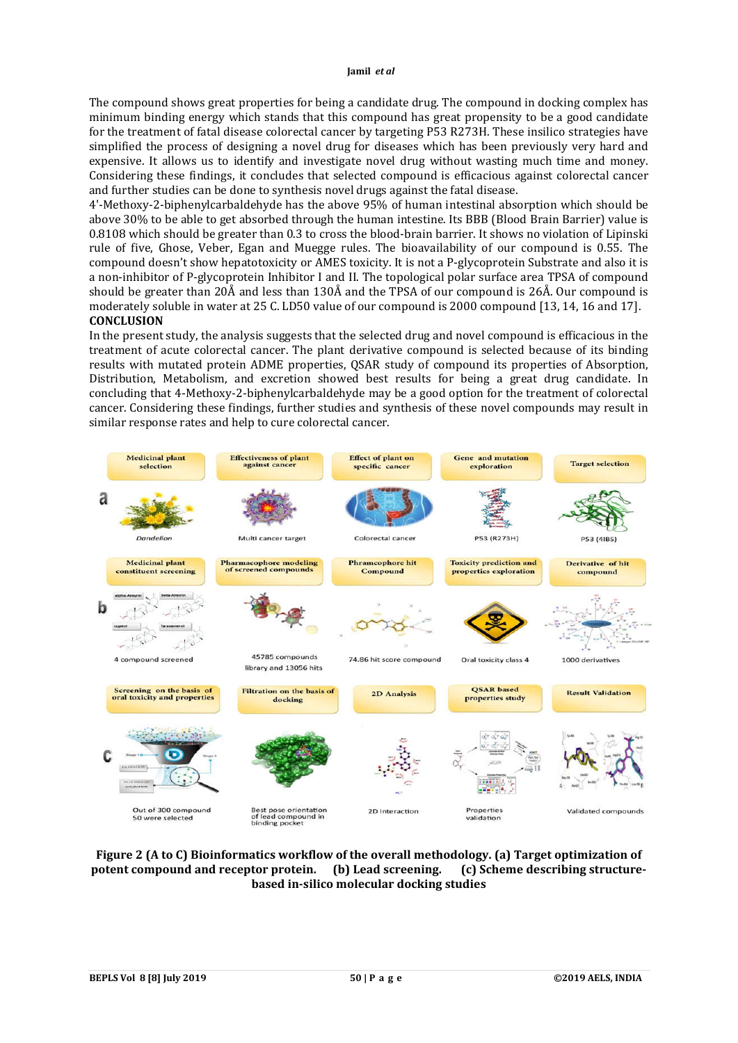The compound shows great properties for being a candidate drug. The compound in docking complex has minimum binding energy which stands that this compound has great propensity to be a good candidate for the treatment of fatal disease colorectal cancer by targeting P53 R273H. These insilico strategies have simplified the process of designing a novel drug for diseases which has been previously very hard and expensive. It allows us to identify and investigate novel drug without wasting much time and money. Considering these findings, it concludes that selected compound is efficacious against colorectal cancer and further studies can be done to synthesis novel drugs against the fatal disease.

4'-Methoxy-2-biphenylcarbaldehyde has the above 95% of human intestinal absorption which should be above 30% to be able to get absorbed through the human intestine. Its BBB (Blood Brain Barrier) value is 0.8108 which should be greater than 0.3 to cross the blood-brain barrier. It shows no violation of Lipinski rule of five, Ghose, Veber, Egan and Muegge rules. The bioavailability of our compound is 0.55. The compound doesn't show hepatotoxicity or AMES toxicity. It is not a P-glycoprotein Substrate and also it is a non-inhibitor of P-glycoprotein Inhibitor I and II. The topological polar surface area TPSA of compound should be greater than 20Å and less than 130Å and the TPSA of our compound is 26Å. Our compound is moderately soluble in water at 25 C. LD50 value of our compound is 2000 compound [13, 14, 16 and 17].

## CONCLUSION

In the present study, the analysis suggests that the selected drug and novel compound is efficacious in the treatment of acute colorectal cancer. The plant derivative compound is selected because of its binding results with mutated protein ADME properties, QSAR study of compound its properties of Absorption, Distribution, Metabolism, and excretion showed best results for being a great drug candidate. In concluding that 4-Methoxy-2-biphenylcarbaldehyde may be a good option for the treatment of colorectal cancer. Considering these findings, further studies and synthesis of these novel compounds may result in similar response rates and help to cure colorectal cancer.

**Figure 2 (A to C) Bioinformatics workflow of the overall methodology. (a) Target optimization of potent compound and receptor protein. (b) Lead screening. (c) Scheme describing structure-based in-silico molecular docking studies**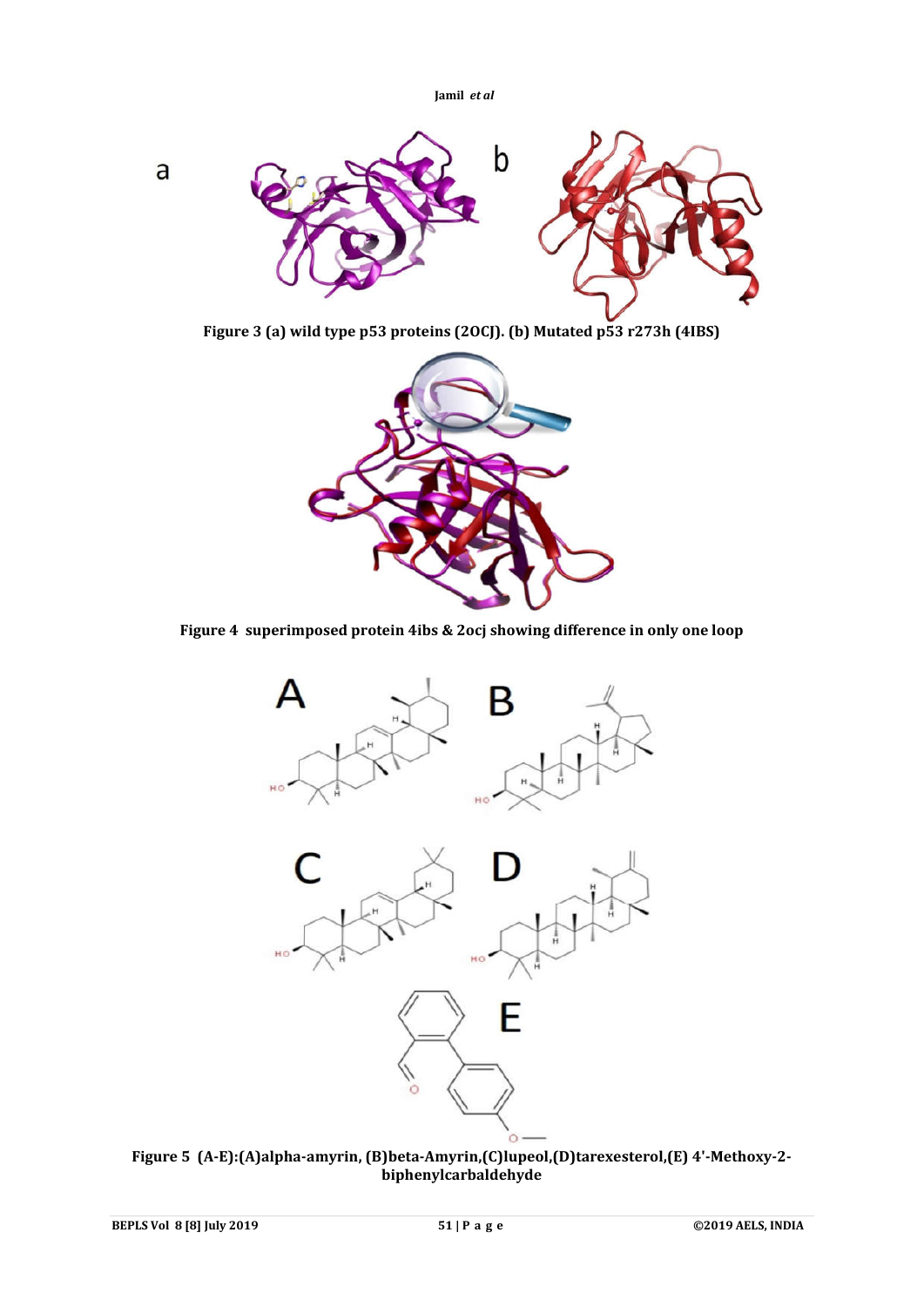Figure 3 (a) wild type p53 proteins (2OCJ). (b) Mutated p53 r273h (4IBS)

Figure 4 superimposed protein 4ibs & 2ocj showing difference in only one loop

Figure 5 (A-E):(A)alpha-amyrin, (B)beta-Amyrin,(C)lupeol,(D)tarexesterol,(E) 4'-Methoxy-2-biphenylcarbaldehyde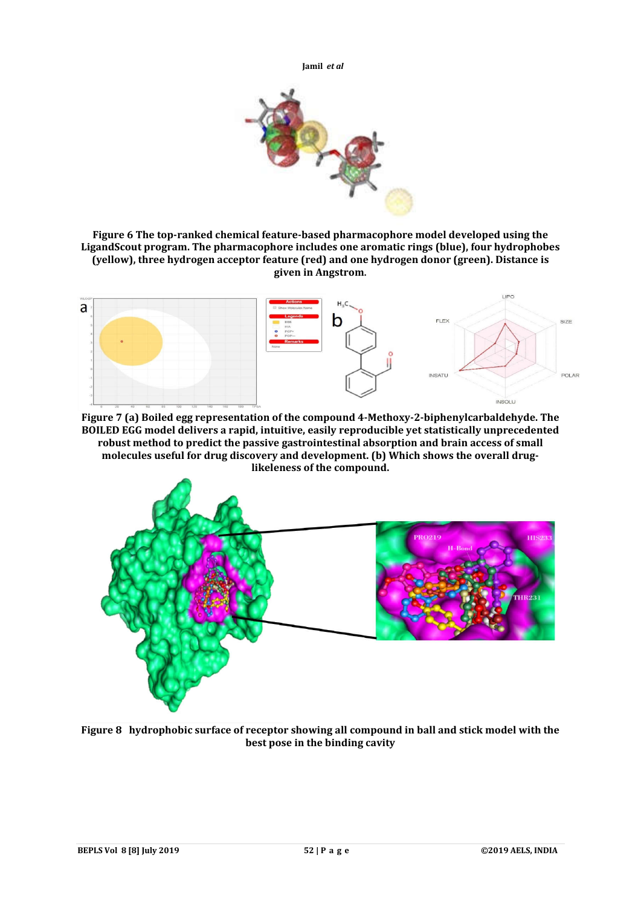**Figure 6 The top-ranked chemical feature-based pharmacophore model developed using the LigandScout program. The pharmacophore includes one aromatic rings (blue), four hydrophobes (yellow), three hydrogen acceptor feature (red) and one hydrogen donor (green). Distance is given in Angstrom.**

**Figure 7 (a) Boiled egg representation of the compound 4-Methoxy-2-biphenylcarbaldehyde. The BOILED EGG model delivers a rapid, intuitive, easily reproducible yet statistically unprecedented robust method to predict the passive gastrointestinal absorption and brain access of small molecules useful for drug discovery and development. (b) Which shows the overall drug-likeleness of the compound.**

**Figure 8 hydrophobic surface of receptor showing all compound in ball and stick model with the best pose in the binding cavity**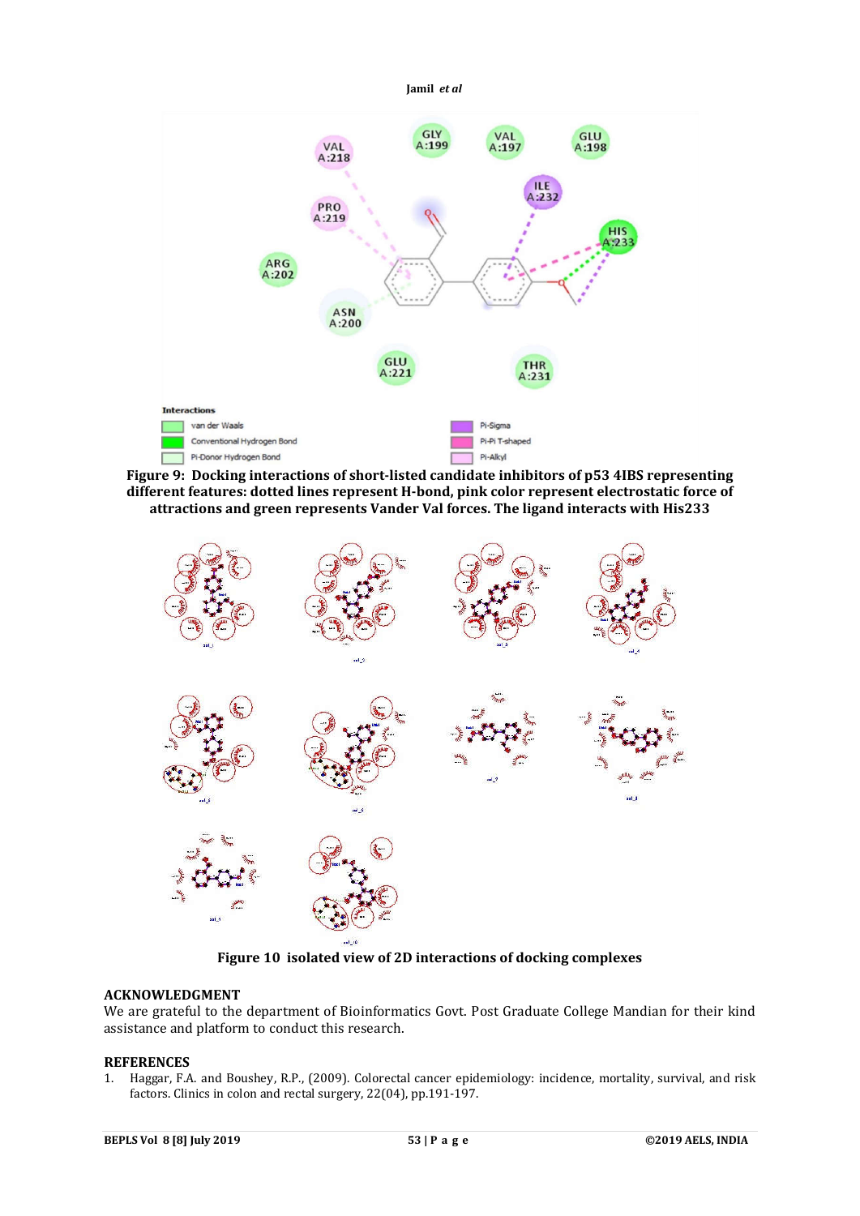**Figure 9: Docking interactions of short-listed candidate inhibitors of p53 4IBS representing different features: dotted lines represent H-bond, pink color represent electrostatic force of attractions and green represents Vander Val forces. The ligand interacts with His233**

**Figure 10 isolated view of 2D interactions of docking complexes**

## ACKNOWLEDGMENT

We are grateful to the department of Bioinformatics Govt. Post Graduate College Mandian for their kind assistance and platform to conduct this research.

## REFERENCES

1. Haggar, F.A. and Boushey, R.P., (2009). Colorectal cancer epidemiology: incidence, mortality, survival, and risk factors. Clinics in colon and rectal surgery, 22(04), pp.191-197.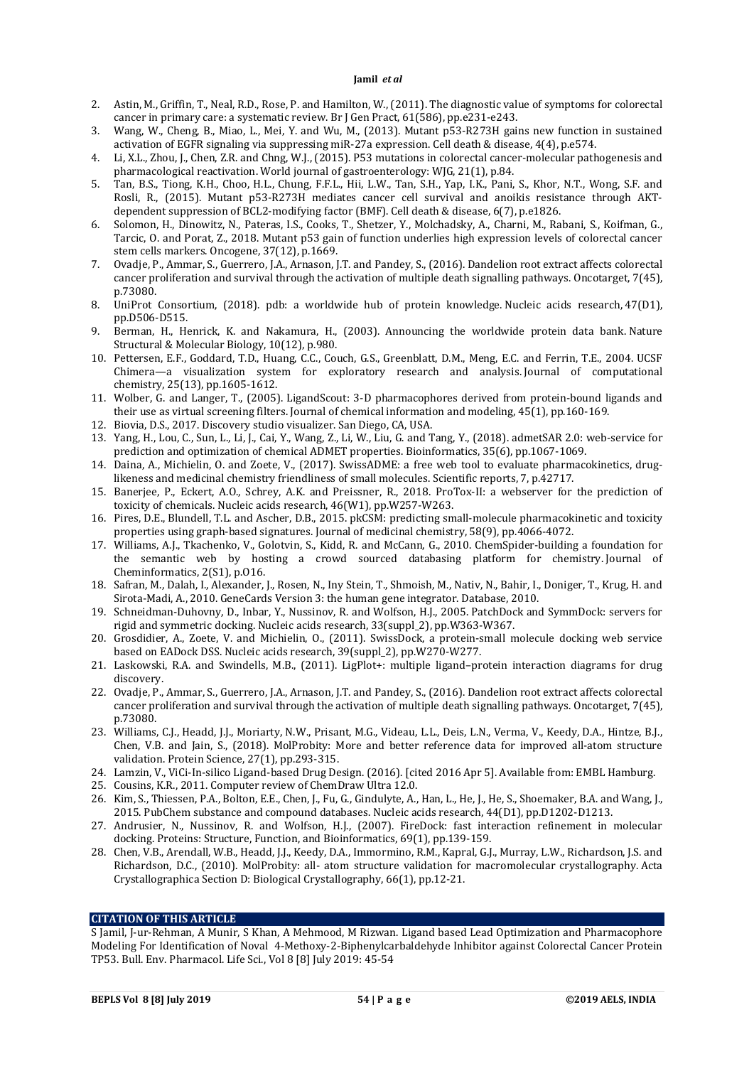2. Astin, M., Griffin, T., Neal, R.D., Rose, P. and Hamilton, W., (2011). The diagnostic value of symptoms for colorectal cancer in primary care: a systematic review. Br J Gen Pract, 61(586), pp.e231-e243.
3. Wang, W., Cheng, B., Miao, L., Mei, Y. and Wu, M., (2013). Mutant p53-R273H gains new function in sustained activation of EGFR signaling via suppressing miR-27a expression. Cell death & disease, 4(4), p.e574.
4. Li, X.L., Zhou, J., Chen, Z.R. and Chng, W.J., (2015). P53 mutations in colorectal cancer-molecular pathogenesis and pharmacological reactivation. World journal of gastroenterology: WJG, 21(1), p.84.
5. Tan, B.S., Tiong, K.H., Choo, H.L., Chung, F.F.L., Hii, L.W., Tan, S.H., Yap, I.K., Pani, S., Khor, N.T., Wong, S.F. and Rosli, R., (2015). Mutant p53-R273H mediates cancer cell survival and anoikis resistance through AKT-dependent suppression of BCL2-modifying factor (BMF). Cell death & disease, 6(7), p.e1826.
6. Solomon, H., Dinowitz, N., Pateras, I.S., Cooks, T., Shetzer, Y., Molchadsky, A., Charni, M., Rabani, S., Koifman, G., Tarcic, O. and Porat, Z., 2018. Mutant p53 gain of function underlies high expression levels of colorectal cancer stem cells markers. Oncogene, 37(12), p.1669.
7. Ovadje, P., Ammar, S., Guerrero, J.A., Arnason, J.T. and Pandey, S., (2016). Dandelion root extract affects colorectal cancer proliferation and survival through the activation of multiple death signalling pathways. Oncotarget, 7(45), p.73080.
8. UniProt Consortium, (2018). pdb: a worldwide hub of protein knowledge. Nucleic acids research, 47(D1), pp.D506-D515.
9. Berman, H., Henrick, K. and Nakamura, H., (2003). Announcing the worldwide protein data bank. Nature Structural & Molecular Biology, 10(12), p.980.
10. Pettersen, E.F., Goddard, T.D., Huang, C.C., Couch, G.S., Greenblatt, D.M., Meng, E.C. and Ferrin, T.E., 2004. UCSF Chimera—a visualization system for exploratory research and analysis. Journal of computational chemistry, 25(13), pp.1605-1612.
11. Wolber, G. and Langer, T., (2005). LigandScout: 3-D pharmacophores derived from protein-bound ligands and their use as virtual screening filters. Journal of chemical information and modeling, 45(1), pp.160-169.
12. Biovia, D.S., 2017. Discovery studio visualizer. San Diego, CA, USA.
13. Yang, H., Lou, C., Sun, L., Li, J., Cai, Y., Wang, Z., Li, W., Liu, G. and Tang, Y., (2018). admetSAR 2.0: web-service for prediction and optimization of chemical ADMET properties. Bioinformatics, 35(6), pp.1067-1069.
14. Daina, A., Michielin, O. and Zoete, V., (2017). SwissADME: a free web tool to evaluate pharmacokinetics, drug-likeness and medicinal chemistry friendliness of small molecules. Scientific reports, 7, p.42717.
15. Banerjee, P., Eckert, A.O., Schrey, A.K. and Preissner, R., 2018. ProTox-II: a webserver for the prediction of toxicity of chemicals. Nucleic acids research, 46(W1), pp.W257-W263.
16. Pires, D.E., Blundell, T.L. and Ascher, D.B., 2015. pkCSM: predicting small-molecule pharmacokinetic and toxicity properties using graph-based signatures. Journal of medicinal chemistry, 58(9), pp.4066-4072.
17. Williams, A.J., Tkachenko, V., Golotvin, S., Kidd, R. and McCann, G., 2010. ChemSpider-building a foundation for the semantic web by hosting a crowd sourced databasing platform for chemistry. Journal of Cheminformatics, 2(S1), p.O16.
18. Safran, M., Dalah, I., Alexander, J., Rosen, N., Iny Stein, T., Shmoish, M., Nativ, N., Bahir, I., Doniger, T., Krug, H. and Sirota-Madi, A., 2010. GeneCards Version 3: the human gene integrator. Database, 2010.
19. Schneidman-Duhovny, D., Inbar, Y., Nussinov, R. and Wolfson, H.J., 2005. PatchDock and SymmDock: servers for rigid and symmetric docking. Nucleic acids research, 33(suppl_2), pp.W363-W367.
20. Grosdidier, A., Zoete, V. and Michielin, O., (2011). SwissDock, a protein-small molecule docking web service based on EADock DSS. Nucleic acids research, 39(suppl_2), pp.W270-W277.
21. Laskowski, R.A. and Swindells, M.B., (2011). LigPlot+: multiple ligand–protein interaction diagrams for drug discovery.
22. Ovadje, P., Ammar, S., Guerrero, J.A., Arnason, J.T. and Pandey, S., (2016). Dandelion root extract affects colorectal cancer proliferation and survival through the activation of multiple death signalling pathways. Oncotarget, 7(45), p.73080.
23. Williams, C.J., Headd, J.J., Moriarty, N.W., Prisant, M.G., Videau, L.L., Deis, L.N., Verma, V., Keedy, D.A., Hintze, B.J., Chen, V.B. and Jain, S., (2018). MolProbity: More and better reference data for improved all-atom structure validation. Protein Science, 27(1), pp.293-315.
24. Lamzin, V., ViCi-In-silico Ligand-based Drug Design. (2016). [cited 2016 Apr 5]. Available from: EMBL Hamburg.
25. Cousins, K.R., 2011. Computer review of ChemDraw Ultra 12.0.
26. Kim, S., Thiessen, P.A., Bolton, E.E., Chen, J., Fu, G., Gindulyte, A., Han, L., He, J., He, S., Shoemaker, B.A. and Wang, J., 2015. PubChem substance and compound databases. Nucleic acids research, 44(D1), pp.D1202-D1213.
27. Andrusier, N., Nussinov, R. and Wolfson, H.J., (2007). FireDock: fast interaction refinement in molecular docking. Proteins: Structure, Function, and Bioinformatics, 69(1), pp.139-159.
28. Chen, V.B., Arendall, W.B., Headd, J.J., Keedy, D.A., Immormino, R.M., Kapral, G.J., Murray, L.W., Richardson, J.S. and Richardson, D.C., (2010). MolProbity: all- atom structure validation for macromolecular crystallography. Acta Crystallographica Section D: Biological Crystallography, 66(1), pp.12-21.

**CITATION OF THIS ARTICLE**

S Jamil, J-ur-Rehman, A Munir, S Khan, A Mehmood, M Rizwan. Ligand based Lead Optimization and Pharmacophore Modeling For Identification of Noval 4-Methoxy-2-Biphenylcarbaldehyde Inhibitor against Colorectal Cancer Protein TP53. Bull. Env. Pharmacol. Life Sci., Vol 8 [8] July 2019: 45-54